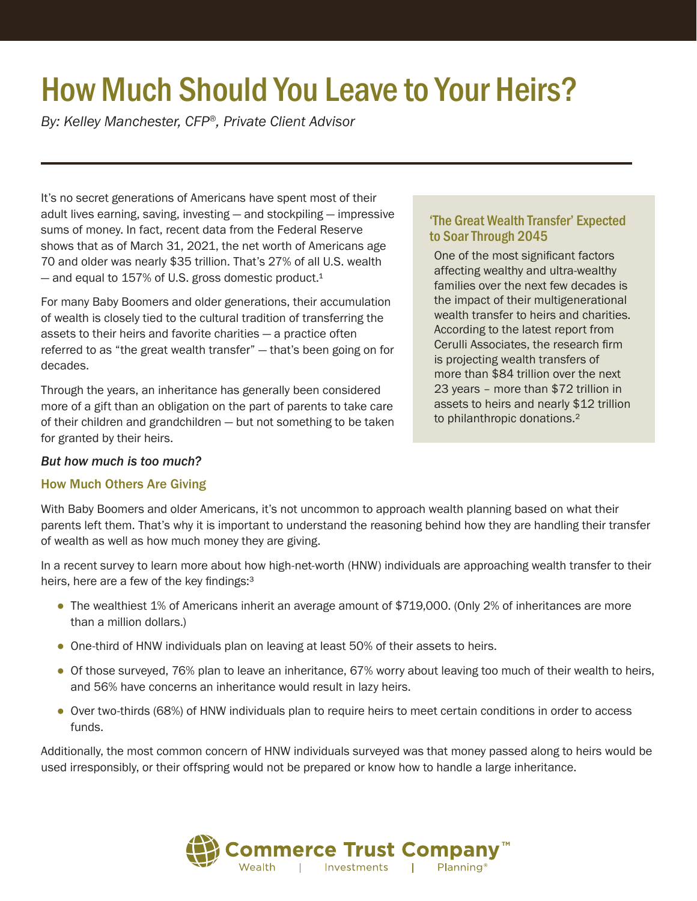# How Much Should You Leave to Your Heirs?

*By: Kelley Manchester, CFP®, Private Client Advisor*

It's no secret generations of Americans have spent most of their adult lives earning, saving, investing — and stockpiling — impressive sums of money. In fact, recent data from the Federal Reserve shows that as of March 31, 2021, the net worth of Americans age 70 and older was nearly $35 trillion. That's 27% of all U.S. wealth — and equal to 157% of U.S. gross domestic product.[1]

For many Baby Boomers and older generations, their accumulation of wealth is closely tied to the cultural tradition of transferring the assets to their heirs and favorite charities — a practice often referred to as "the great wealth transfer" — that's been going on for decades.

Through the years, an inheritance has generally been considered more of a gift than an obligation on the part of parents to take care of their children and grandchildren — but not something to be taken for granted by their heirs.

### 'The Great Wealth Transfer' Expected to Soar Through 2045

One of the most significant factors affecting wealthy and ultra-wealthy families over the next few decades is the impact of their multigenerational wealth transfer to heirs and charities. According to the latest report from Cerulli Associates, the research firm is projecting wealth transfers of more than $84 trillion over the next 23 years – more than $72 trillion in assets to heirs and nearly $12 trillion to philanthropic donations.[2]

***But how much is too much?***

## How Much Others Are Giving

With Baby Boomers and older Americans, it's not uncommon to approach wealth planning based on what their parents left them. That's why it is important to understand the reasoning behind how they are handling their transfer of wealth as well as how much money they are giving.

In a recent survey to learn more about how high-net-worth (HNW) individuals are approaching wealth transfer to their heirs, here are a few of the key findings:[3]

- The wealthiest 1% of Americans inherit an average amount of $719,000. (Only 2% of inheritances are more than a million dollars.)
- One-third of HNW individuals plan on leaving at least 50% of their assets to heirs.
- Of those surveyed, 76% plan to leave an inheritance, 67% worry about leaving too much of their wealth to heirs, and 56% have concerns an inheritance would result in lazy heirs.
- Over two-thirds (68%) of HNW individuals plan to require heirs to meet certain conditions in order to access funds.

Additionally, the most common concern of HNW individuals surveyed was that money passed along to heirs would be used irresponsibly, or their offspring would not be prepared or know how to handle a large inheritance.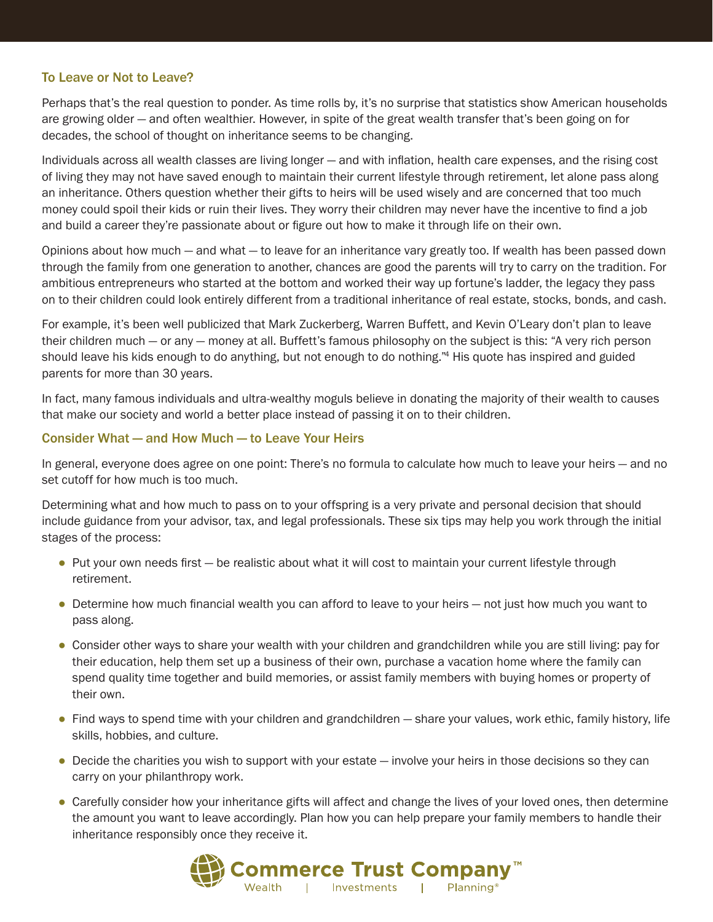## To Leave or Not to Leave?

Perhaps that's the real question to ponder. As time rolls by, it's no surprise that statistics show American households are growing older — and often wealthier. However, in spite of the great wealth transfer that's been going on for decades, the school of thought on inheritance seems to be changing.

Individuals across all wealth classes are living longer — and with inflation, health care expenses, and the rising cost of living they may not have saved enough to maintain their current lifestyle through retirement, let alone pass along an inheritance. Others question whether their gifts to heirs will be used wisely and are concerned that too much money could spoil their kids or ruin their lives. They worry their children may never have the incentive to find a job and build a career they're passionate about or figure out how to make it through life on their own.

Opinions about how much — and what — to leave for an inheritance vary greatly too. If wealth has been passed down through the family from one generation to another, chances are good the parents will try to carry on the tradition. For ambitious entrepreneurs who started at the bottom and worked their way up fortune's ladder, the legacy they pass on to their children could look entirely different from a traditional inheritance of real estate, stocks, bonds, and cash.

For example, it's been well publicized that Mark Zuckerberg, Warren Buffett, and Kevin O'Leary don't plan to leave their children much — or any — money at all. Buffett's famous philosophy on the subject is this: "A very rich person should leave his kids enough to do anything, but not enough to do nothing."[4] His quote has inspired and guided parents for more than 30 years.

In fact, many famous individuals and ultra-wealthy moguls believe in donating the majority of their wealth to causes that make our society and world a better place instead of passing it on to their children.

## Consider What — and How Much — to Leave Your Heirs

In general, everyone does agree on one point: There's no formula to calculate how much to leave your heirs — and no set cutoff for how much is too much.

Determining what and how much to pass on to your offspring is a very private and personal decision that should include guidance from your advisor, tax, and legal professionals. These six tips may help you work through the initial stages of the process:

- Put your own needs first — be realistic about what it will cost to maintain your current lifestyle through retirement.
- Determine how much financial wealth you can afford to leave to your heirs — not just how much you want to pass along.
- Consider other ways to share your wealth with your children and grandchildren while you are still living: pay for their education, help them set up a business of their own, purchase a vacation home where the family can spend quality time together and build memories, or assist family members with buying homes or property of their own.
- Find ways to spend time with your children and grandchildren — share your values, work ethic, family history, life skills, hobbies, and culture.
- Decide the charities you wish to support with your estate — involve your heirs in those decisions so they can carry on your philanthropy work.
- Carefully consider how your inheritance gifts will affect and change the lives of your loved ones, then determine the amount you want to leave accordingly. Plan how you can help prepare your family members to handle their inheritance responsibly once they receive it.

Commerce Trust Company™
Wealth | Investments | Planning®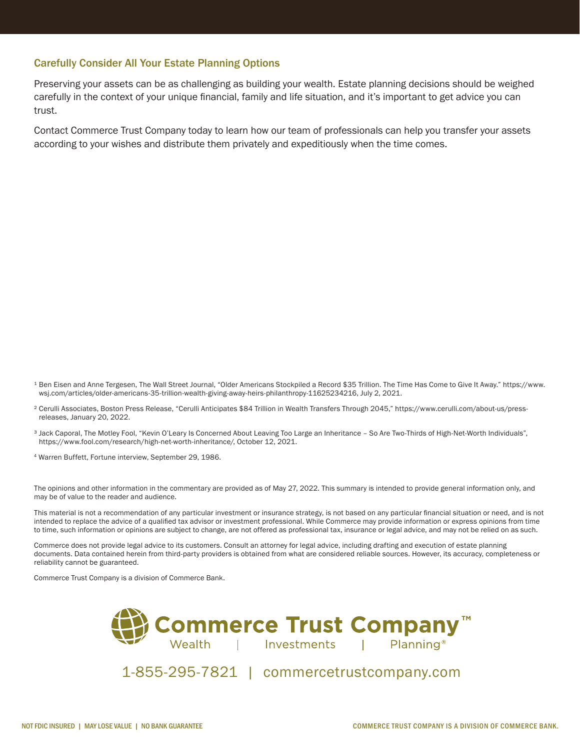## Carefully Consider All Your Estate Planning Options

Preserving your assets can be as challenging as building your wealth. Estate planning decisions should be weighed carefully in the context of your unique financial, family and life situation, and it's important to get advice you can trust.

Contact Commerce Trust Company today to learn how our team of professionals can help you transfer your assets according to your wishes and distribute them privately and expeditiously when the time comes.

[1] Ben Eisen and Anne Tergesen, The Wall Street Journal, "Older Americans Stockpiled a Record $35 Trillion. The Time Has Come to Give It Away." https://www.wsj.com/articles/older-americans-35-trillion-wealth-giving-away-heirs-philanthropy-11625234216, July 2, 2021.

[2] Cerulli Associates, Boston Press Release, "Cerulli Anticipates $84 Trillion in Wealth Transfers Through 2045," https://www.cerulli.com/about-us/press-releases, January 20, 2022.

[3] Jack Caporal, The Motley Fool, "Kevin O'Leary Is Concerned About Leaving Too Large an Inheritance – So Are Two-Thirds of High-Net-Worth Individuals", https://www.fool.com/research/high-net-worth-inheritance/, October 12, 2021.

[4] Warren Buffett, Fortune interview, September 29, 1986.

The opinions and other information in the commentary are provided as of May 27, 2022. This summary is intended to provide general information only, and may be of value to the reader and audience.

This material is not a recommendation of any particular investment or insurance strategy, is not based on any particular financial situation or need, and is not intended to replace the advice of a qualified tax advisor or investment professional. While Commerce may provide information or express opinions from time to time, such information or opinions are subject to change, are not offered as professional tax, insurance or legal advice, and may not be relied on as such.

Commerce does not provide legal advice to its customers. Consult an attorney for legal advice, including drafting and execution of estate planning documents. Data contained herein from third-party providers is obtained from what are considered reliable sources. However, its accuracy, completeness or reliability cannot be guaranteed.

Commerce Trust Company is a division of Commerce Bank.

**Commerce Trust Company™**
Wealth | Investments | Planning®

1-855-295-7821 | commercetrustcompany.com

NOT FDIC INSURED | MAY LOSE VALUE | NO BANK GUARANTEE

COMMERCE TRUST COMPANY IS A DIVISION OF COMMERCE BANK.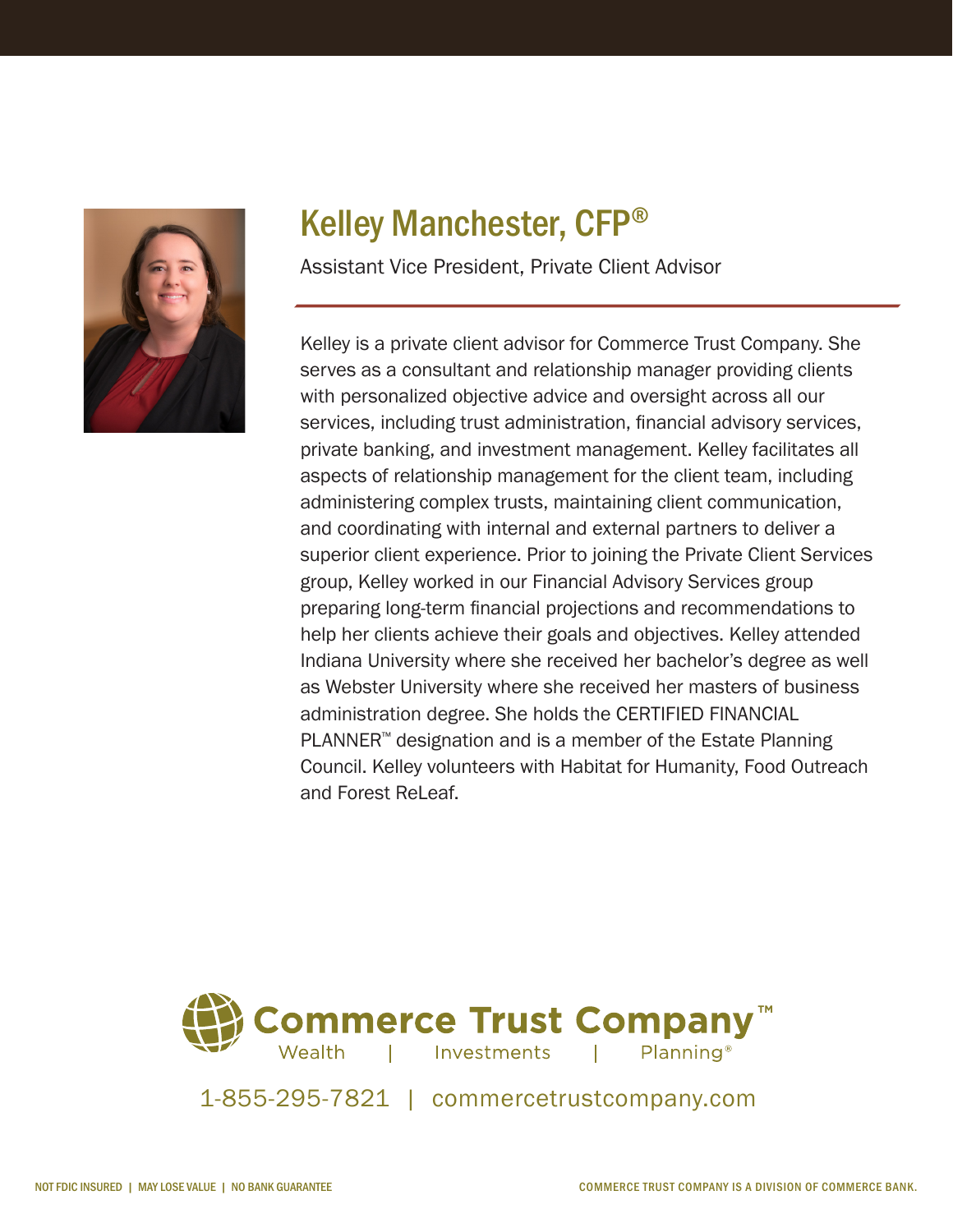# Kelley Manchester, CFP®

Assistant Vice President, Private Client Advisor

Kelley is a private client advisor for Commerce Trust Company. She serves as a consultant and relationship manager providing clients with personalized objective advice and oversight across all our services, including trust administration, financial advisory services, private banking, and investment management. Kelley facilitates all aspects of relationship management for the client team, including administering complex trusts, maintaining client communication, and coordinating with internal and external partners to deliver a superior client experience. Prior to joining the Private Client Services group, Kelley worked in our Financial Advisory Services group preparing long-term financial projections and recommendations to help her clients achieve their goals and objectives. Kelley attended Indiana University where she received her bachelor's degree as well as Webster University where she received her masters of business administration degree. She holds the CERTIFIED FINANCIAL PLANNER™ designation and is a member of the Estate Planning Council. Kelley volunteers with Habitat for Humanity, Food Outreach and Forest ReLeaf.

Commerce Trust Company™

Wealth | Investments | Planning®

1-855-295-7821 | commercetrustcompany.com

NOT FDIC INSURED | MAY LOSE VALUE | NO BANK GUARANTEE

COMMERCE TRUST COMPANY IS A DIVISION OF COMMERCE BANK.